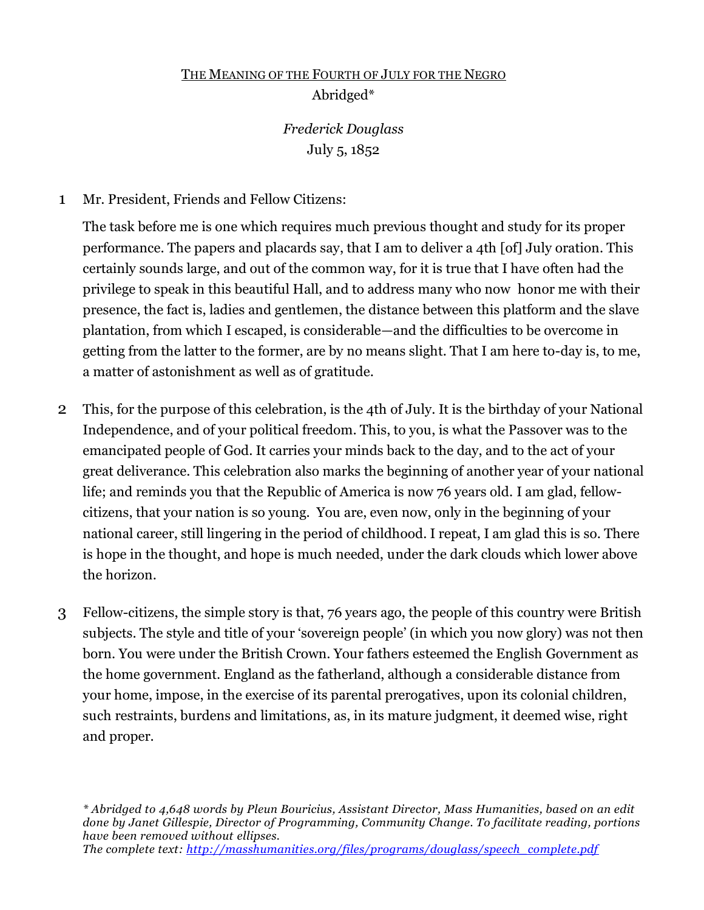# The Meaning of the Fourth of July for the Negro

Abridged*

*Frederick Douglass*
July 5, 1852

1 Mr. President, Friends and Fellow Citizens:

The task before me is one which requires much previous thought and study for its proper performance. The papers and placards say, that I am to deliver a 4th [of] July oration. This certainly sounds large, and out of the common way, for it is true that I have often had the privilege to speak in this beautiful Hall, and to address many who now honor me with their presence, the fact is, ladies and gentlemen, the distance between this platform and the slave plantation, from which I escaped, is considerable—and the difficulties to be overcome in getting from the latter to the former, are by no means slight. That I am here to-day is, to me, a matter of astonishment as well as of gratitude.

2 This, for the purpose of this celebration, is the 4th of July. It is the birthday of your National Independence, and of your political freedom. This, to you, is what the Passover was to the emancipated people of God. It carries your minds back to the day, and to the act of your great deliverance. This celebration also marks the beginning of another year of your national life; and reminds you that the Republic of America is now 76 years old. I am glad, fellow-citizens, that your nation is so young. You are, even now, only in the beginning of your national career, still lingering in the period of childhood. I repeat, I am glad this is so. There is hope in the thought, and hope is much needed, under the dark clouds which lower above the horizon.

3 Fellow-citizens, the simple story is that, 76 years ago, the people of this country were British subjects. The style and title of your 'sovereign people' (in which you now glory) was not then born. You were under the British Crown. Your fathers esteemed the English Government as the home government. England as the fatherland, although a considerable distance from your home, impose, in the exercise of its parental prerogatives, upon its colonial children, such restraints, burdens and limitations, as, in its mature judgment, it deemed wise, right and proper.

---

*\* Abridged to 4,648 words by Pleun Bouricius, Assistant Director, Mass Humanities, based on an edit done by Janet Gillespie, Director of Programming, Community Change. To facilitate reading, portions have been removed without ellipses.*
*The complete text: http://masshumanities.org/files/programs/douglass/speech_complete.pdf*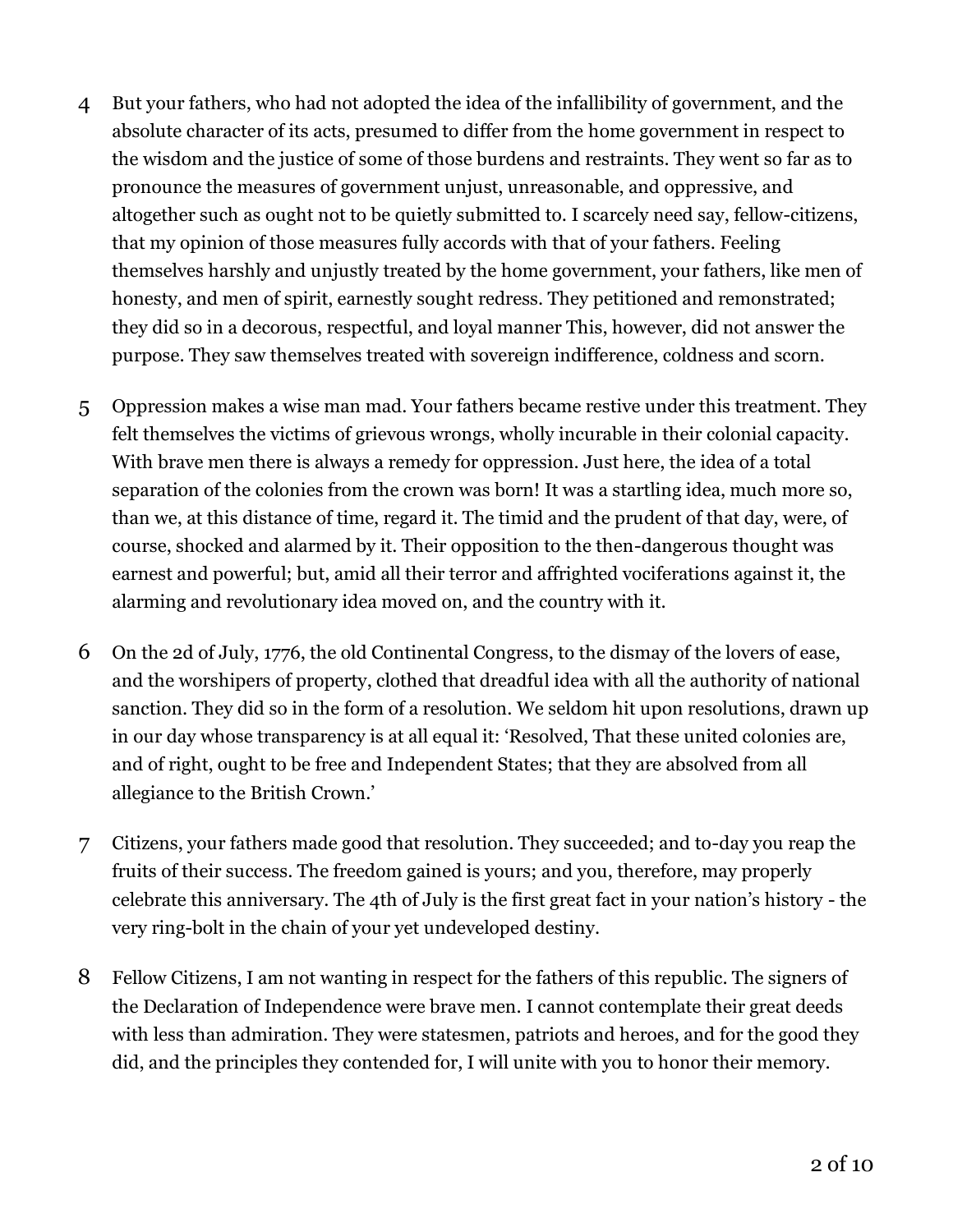4 But your fathers, who had not adopted the idea of the infallibility of government, and the absolute character of its acts, presumed to differ from the home government in respect to the wisdom and the justice of some of those burdens and restraints. They went so far as to pronounce the measures of government unjust, unreasonable, and oppressive, and altogether such as ought not to be quietly submitted to. I scarcely need say, fellow-citizens, that my opinion of those measures fully accords with that of your fathers. Feeling themselves harshly and unjustly treated by the home government, your fathers, like men of honesty, and men of spirit, earnestly sought redress. They petitioned and remonstrated; they did so in a decorous, respectful, and loyal manner This, however, did not answer the purpose. They saw themselves treated with sovereign indifference, coldness and scorn.

5 Oppression makes a wise man mad. Your fathers became restive under this treatment. They felt themselves the victims of grievous wrongs, wholly incurable in their colonial capacity. With brave men there is always a remedy for oppression. Just here, the idea of a total separation of the colonies from the crown was born! It was a startling idea, much more so, than we, at this distance of time, regard it. The timid and the prudent of that day, were, of course, shocked and alarmed by it. Their opposition to the then-dangerous thought was earnest and powerful; but, amid all their terror and affrighted vociferations against it, the alarming and revolutionary idea moved on, and the country with it.

6 On the 2d of July, 1776, the old Continental Congress, to the dismay of the lovers of ease, and the worshipers of property, clothed that dreadful idea with all the authority of national sanction. They did so in the form of a resolution. We seldom hit upon resolutions, drawn up in our day whose transparency is at all equal it: 'Resolved, That these united colonies are, and of right, ought to be free and Independent States; that they are absolved from all allegiance to the British Crown.'

7 Citizens, your fathers made good that resolution. They succeeded; and to-day you reap the fruits of their success. The freedom gained is yours; and you, therefore, may properly celebrate this anniversary. The 4th of July is the first great fact in your nation's history - the very ring-bolt in the chain of your yet undeveloped destiny.

8 Fellow Citizens, I am not wanting in respect for the fathers of this republic. The signers of the Declaration of Independence were brave men. I cannot contemplate their great deeds with less than admiration. They were statesmen, patriots and heroes, and for the good they did, and the principles they contended for, I will unite with you to honor their memory.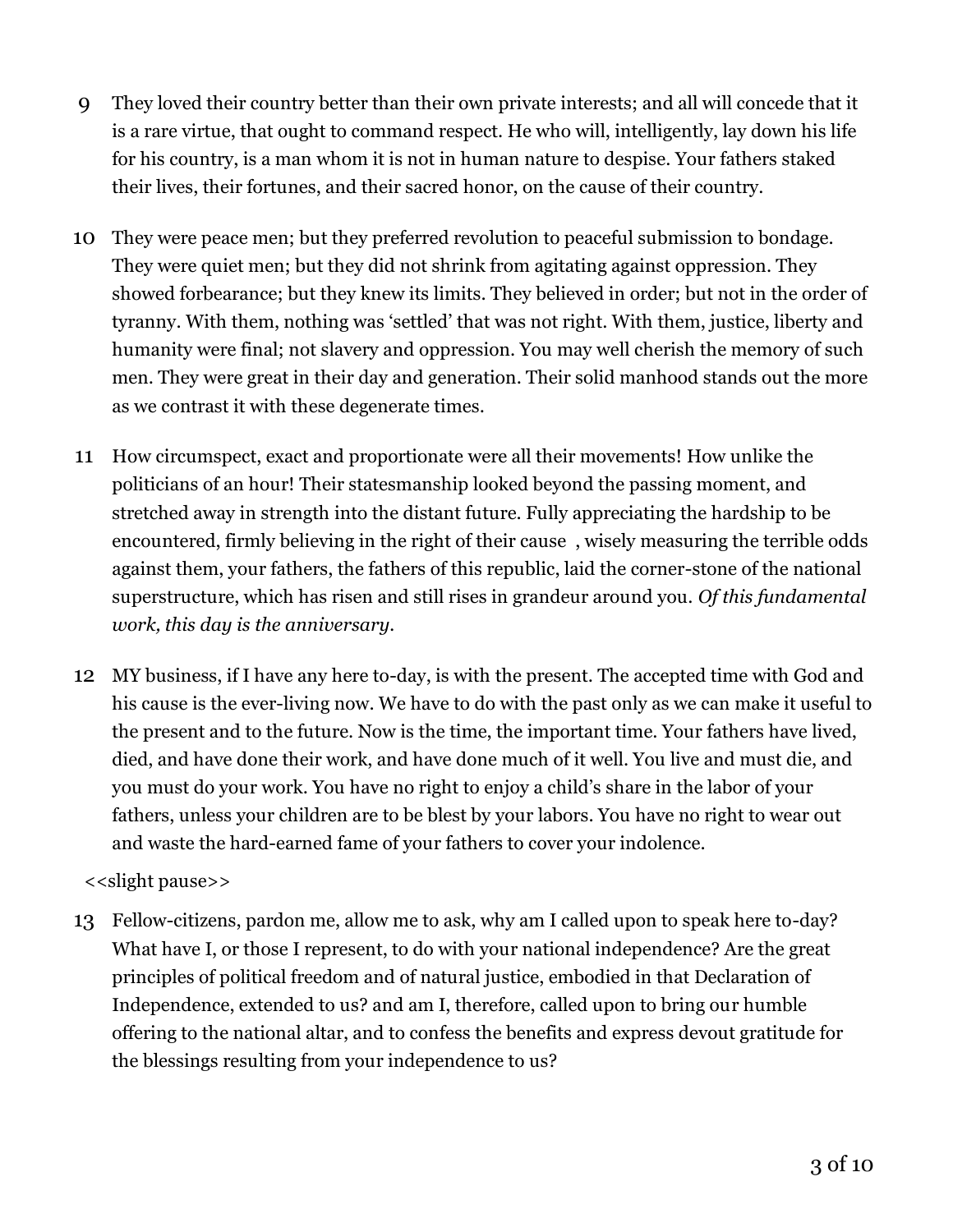9 They loved their country better than their own private interests; and all will concede that it is a rare virtue, that ought to command respect. He who will, intelligently, lay down his life for his country, is a man whom it is not in human nature to despise. Your fathers staked their lives, their fortunes, and their sacred honor, on the cause of their country.

10 They were peace men; but they preferred revolution to peaceful submission to bondage. They were quiet men; but they did not shrink from agitating against oppression. They showed forbearance; but they knew its limits. They believed in order; but not in the order of tyranny. With them, nothing was 'settled' that was not right. With them, justice, liberty and humanity were final; not slavery and oppression. You may well cherish the memory of such men. They were great in their day and generation. Their solid manhood stands out the more as we contrast it with these degenerate times.

11 How circumspect, exact and proportionate were all their movements! How unlike the politicians of an hour! Their statesmanship looked beyond the passing moment, and stretched away in strength into the distant future. Fully appreciating the hardship to be encountered, firmly believing in the right of their cause , wisely measuring the terrible odds against them, your fathers, the fathers of this republic, laid the corner-stone of the national superstructure, which has risen and still rises in grandeur around you. *Of this fundamental work, this day is the anniversary.*

12 MY business, if I have any here to-day, is with the present. The accepted time with God and his cause is the ever-living now. We have to do with the past only as we can make it useful to the present and to the future. Now is the time, the important time. Your fathers have lived, died, and have done their work, and have done much of it well. You live and must die, and you must do your work. You have no right to enjoy a child's share in the labor of your fathers, unless your children are to be blest by your labors. You have no right to wear out and waste the hard-earned fame of your fathers to cover your indolence.

<<slight pause>>

13 Fellow-citizens, pardon me, allow me to ask, why am I called upon to speak here to-day? What have I, or those I represent, to do with your national independence? Are the great principles of political freedom and of natural justice, embodied in that Declaration of Independence, extended to us? and am I, therefore, called upon to bring our humble offering to the national altar, and to confess the benefits and express devout gratitude for the blessings resulting from your independence to us?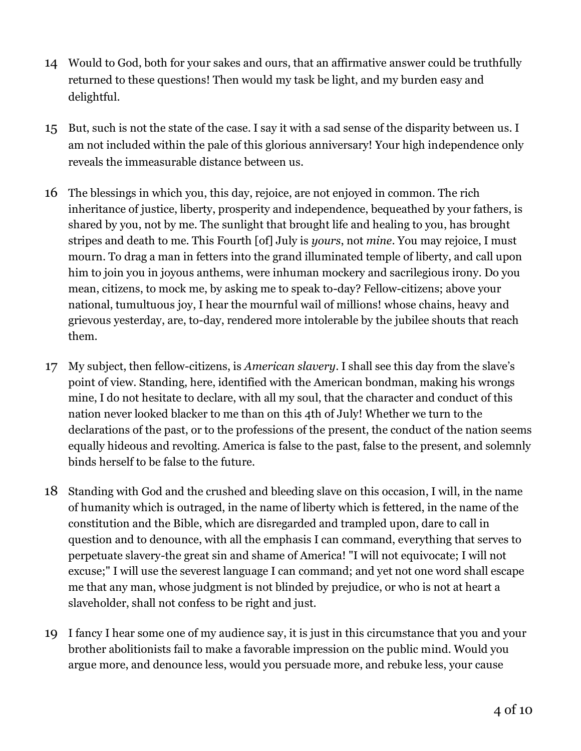14 Would to God, both for your sakes and ours, that an affirmative answer could be truthfully returned to these questions! Then would my task be light, and my burden easy and delightful.

15 But, such is not the state of the case. I say it with a sad sense of the disparity between us. I am not included within the pale of this glorious anniversary! Your high independence only reveals the immeasurable distance between us.

16 The blessings in which you, this day, rejoice, are not enjoyed in common. The rich inheritance of justice, liberty, prosperity and independence, bequeathed by your fathers, is shared by you, not by me. The sunlight that brought life and healing to you, has brought stripes and death to me. This Fourth [of] July is *yours*, not *mine*. You may rejoice, I must mourn. To drag a man in fetters into the grand illuminated temple of liberty, and call upon him to join you in joyous anthems, were inhuman mockery and sacrilegious irony. Do you mean, citizens, to mock me, by asking me to speak to-day? Fellow-citizens; above your national, tumultuous joy, I hear the mournful wail of millions! whose chains, heavy and grievous yesterday, are, to-day, rendered more intolerable by the jubilee shouts that reach them.

17 My subject, then fellow-citizens, is *American slavery*. I shall see this day from the slave's point of view. Standing, here, identified with the American bondman, making his wrongs mine, I do not hesitate to declare, with all my soul, that the character and conduct of this nation never looked blacker to me than on this 4th of July! Whether we turn to the declarations of the past, or to the professions of the present, the conduct of the nation seems equally hideous and revolting. America is false to the past, false to the present, and solemnly binds herself to be false to the future.

18 Standing with God and the crushed and bleeding slave on this occasion, I will, in the name of humanity which is outraged, in the name of liberty which is fettered, in the name of the constitution and the Bible, which are disregarded and trampled upon, dare to call in question and to denounce, with all the emphasis I can command, everything that serves to perpetuate slavery-the great sin and shame of America! "I will not equivocate; I will not excuse;" I will use the severest language I can command; and yet not one word shall escape me that any man, whose judgment is not blinded by prejudice, or who is not at heart a slaveholder, shall not confess to be right and just.

19 I fancy I hear some one of my audience say, it is just in this circumstance that you and your brother abolitionists fail to make a favorable impression on the public mind. Would you argue more, and denounce less, would you persuade more, and rebuke less, your cause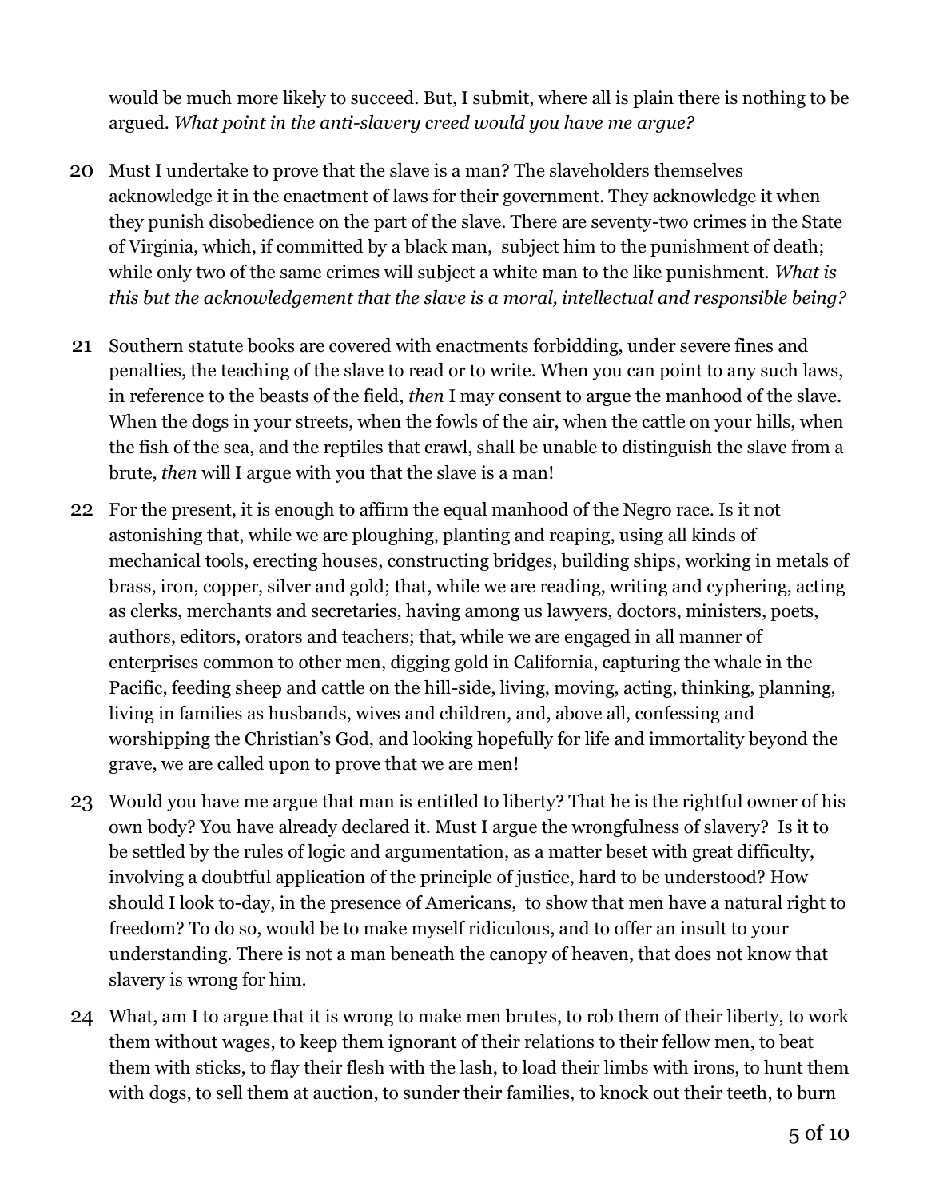would be much more likely to succeed. But, I submit, where all is plain there is nothing to be argued. *What point in the anti-slavery creed would you have me argue?*

20 Must I undertake to prove that the slave is a man? The slaveholders themselves acknowledge it in the enactment of laws for their government. They acknowledge it when they punish disobedience on the part of the slave. There are seventy-two crimes in the State of Virginia, which, if committed by a black man, subject him to the punishment of death; while only two of the same crimes will subject a white man to the like punishment. *What is this but the acknowledgement that the slave is a moral, intellectual and responsible being?*

21 Southern statute books are covered with enactments forbidding, under severe fines and penalties, the teaching of the slave to read or to write. When you can point to any such laws, in reference to the beasts of the field, *then* I may consent to argue the manhood of the slave. When the dogs in your streets, when the fowls of the air, when the cattle on your hills, when the fish of the sea, and the reptiles that crawl, shall be unable to distinguish the slave from a brute, *then* will I argue with you that the slave is a man!

22 For the present, it is enough to affirm the equal manhood of the Negro race. Is it not astonishing that, while we are ploughing, planting and reaping, using all kinds of mechanical tools, erecting houses, constructing bridges, building ships, working in metals of brass, iron, copper, silver and gold; that, while we are reading, writing and cyphering, acting as clerks, merchants and secretaries, having among us lawyers, doctors, ministers, poets, authors, editors, orators and teachers; that, while we are engaged in all manner of enterprises common to other men, digging gold in California, capturing the whale in the Pacific, feeding sheep and cattle on the hill-side, living, moving, acting, thinking, planning, living in families as husbands, wives and children, and, above all, confessing and worshipping the Christian's God, and looking hopefully for life and immortality beyond the grave, we are called upon to prove that we are men!

23 Would you have me argue that man is entitled to liberty? That he is the rightful owner of his own body? You have already declared it. Must I argue the wrongfulness of slavery? Is it to be settled by the rules of logic and argumentation, as a matter beset with great difficulty, involving a doubtful application of the principle of justice, hard to be understood? How should I look to-day, in the presence of Americans, to show that men have a natural right to freedom? To do so, would be to make myself ridiculous, and to offer an insult to your understanding. There is not a man beneath the canopy of heaven, that does not know that slavery is wrong for him.

24 What, am I to argue that it is wrong to make men brutes, to rob them of their liberty, to work them without wages, to keep them ignorant of their relations to their fellow men, to beat them with sticks, to flay their flesh with the lash, to load their limbs with irons, to hunt them with dogs, to sell them at auction, to sunder their families, to knock out their teeth, to burn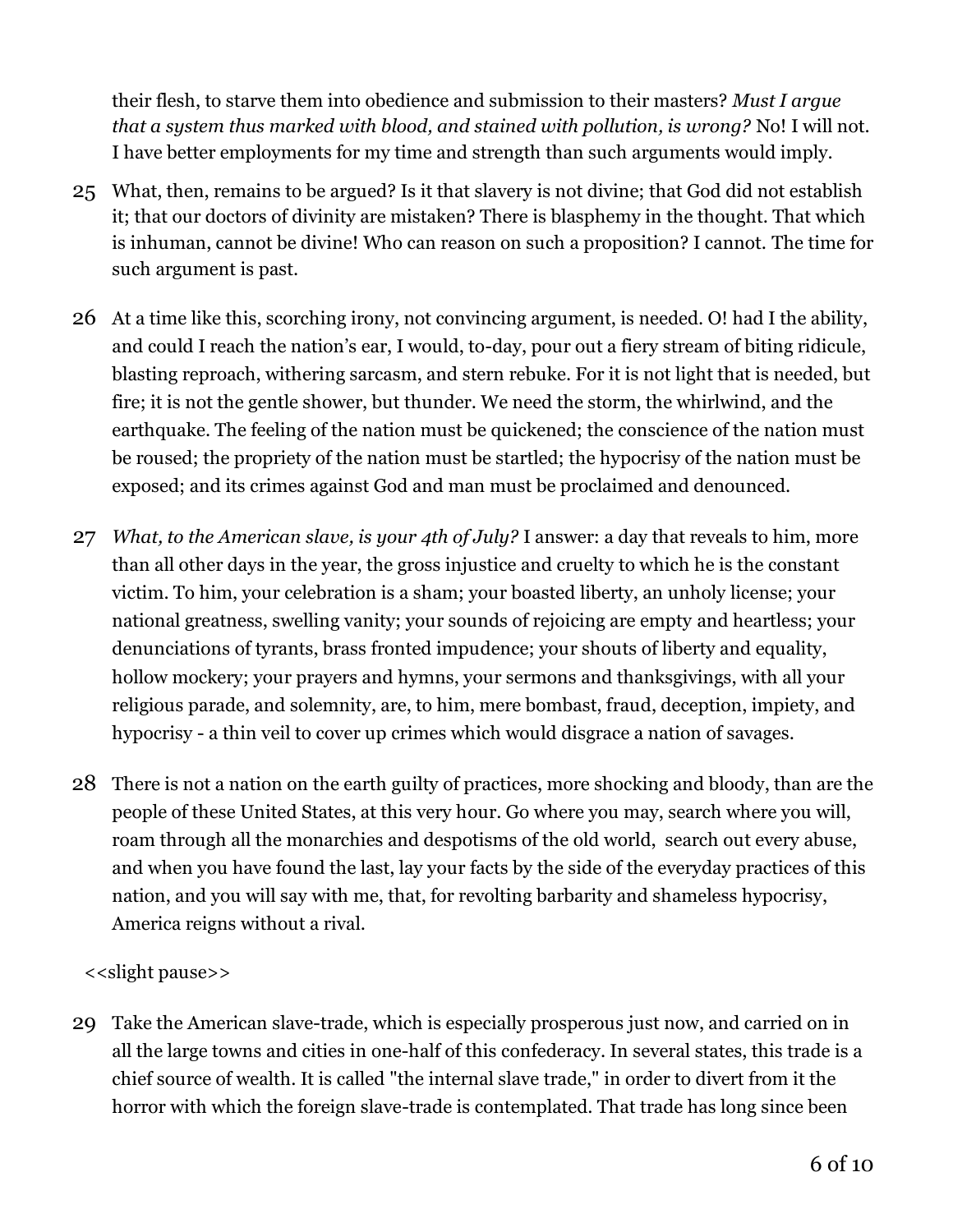their flesh, to starve them into obedience and submission to their masters? *Must I argue that a system thus marked with blood, and stained with pollution, is wrong?* No! I will not. I have better employments for my time and strength than such arguments would imply.

25 What, then, remains to be argued? Is it that slavery is not divine; that God did not establish it; that our doctors of divinity are mistaken? There is blasphemy in the thought. That which is inhuman, cannot be divine! Who can reason on such a proposition? I cannot. The time for such argument is past.

26 At a time like this, scorching irony, not convincing argument, is needed. O! had I the ability, and could I reach the nation's ear, I would, to-day, pour out a fiery stream of biting ridicule, blasting reproach, withering sarcasm, and stern rebuke. For it is not light that is needed, but fire; it is not the gentle shower, but thunder. We need the storm, the whirlwind, and the earthquake. The feeling of the nation must be quickened; the conscience of the nation must be roused; the propriety of the nation must be startled; the hypocrisy of the nation must be exposed; and its crimes against God and man must be proclaimed and denounced.

27 *What, to the American slave, is your 4th of July?* I answer: a day that reveals to him, more than all other days in the year, the gross injustice and cruelty to which he is the constant victim. To him, your celebration is a sham; your boasted liberty, an unholy license; your national greatness, swelling vanity; your sounds of rejoicing are empty and heartless; your denunciations of tyrants, brass fronted impudence; your shouts of liberty and equality, hollow mockery; your prayers and hymns, your sermons and thanksgivings, with all your religious parade, and solemnity, are, to him, mere bombast, fraud, deception, impiety, and hypocrisy - a thin veil to cover up crimes which would disgrace a nation of savages.

28 There is not a nation on the earth guilty of practices, more shocking and bloody, than are the people of these United States, at this very hour. Go where you may, search where you will, roam through all the monarchies and despotisms of the old world, search out every abuse, and when you have found the last, lay your facts by the side of the everyday practices of this nation, and you will say with me, that, for revolting barbarity and shameless hypocrisy, America reigns without a rival.

<<slight pause>>

29 Take the American slave-trade, which is especially prosperous just now, and carried on in all the large towns and cities in one-half of this confederacy. In several states, this trade is a chief source of wealth. It is called "the internal slave trade," in order to divert from it the horror with which the foreign slave-trade is contemplated. That trade has long since been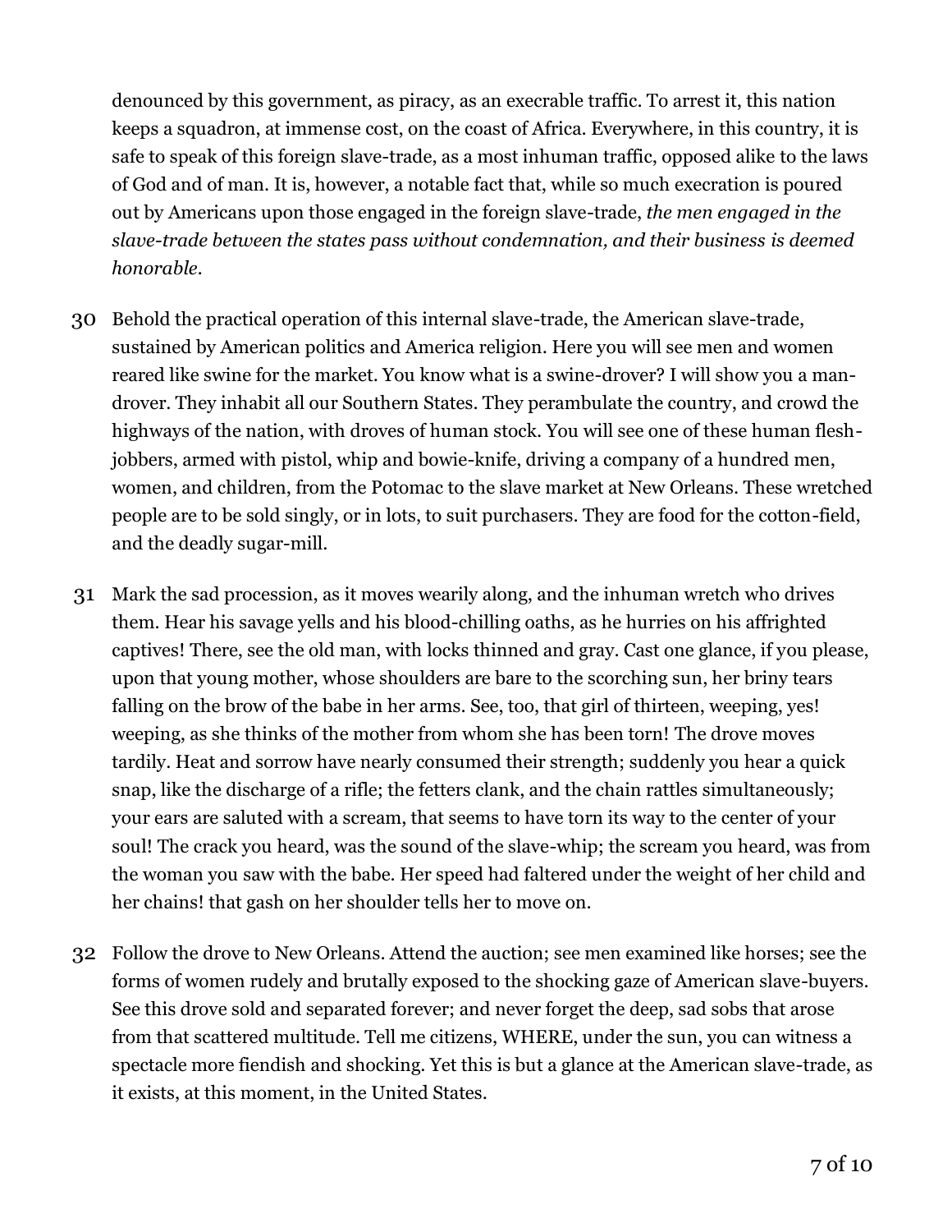denounced by this government, as piracy, as an execrable traffic. To arrest it, this nation keeps a squadron, at immense cost, on the coast of Africa. Everywhere, in this country, it is safe to speak of this foreign slave-trade, as a most inhuman traffic, opposed alike to the laws of God and of man. It is, however, a notable fact that, while so much execration is poured out by Americans upon those engaged in the foreign slave-trade, *the men engaged in the slave-trade between the states pass without condemnation, and their business is deemed honorable.*

30 Behold the practical operation of this internal slave-trade, the American slave-trade, sustained by American politics and America religion. Here you will see men and women reared like swine for the market. You know what is a swine-drover? I will show you a man-drover. They inhabit all our Southern States. They perambulate the country, and crowd the highways of the nation, with droves of human stock. You will see one of these human flesh-jobbers, armed with pistol, whip and bowie-knife, driving a company of a hundred men, women, and children, from the Potomac to the slave market at New Orleans. These wretched people are to be sold singly, or in lots, to suit purchasers. They are food for the cotton-field, and the deadly sugar-mill.

31 Mark the sad procession, as it moves wearily along, and the inhuman wretch who drives them. Hear his savage yells and his blood-chilling oaths, as he hurries on his affrighted captives! There, see the old man, with locks thinned and gray. Cast one glance, if you please, upon that young mother, whose shoulders are bare to the scorching sun, her briny tears falling on the brow of the babe in her arms. See, too, that girl of thirteen, weeping, yes! weeping, as she thinks of the mother from whom she has been torn! The drove moves tardily. Heat and sorrow have nearly consumed their strength; suddenly you hear a quick snap, like the discharge of a rifle; the fetters clank, and the chain rattles simultaneously; your ears are saluted with a scream, that seems to have torn its way to the center of your soul! The crack you heard, was the sound of the slave-whip; the scream you heard, was from the woman you saw with the babe. Her speed had faltered under the weight of her child and her chains! that gash on her shoulder tells her to move on.

32 Follow the drove to New Orleans. Attend the auction; see men examined like horses; see the forms of women rudely and brutally exposed to the shocking gaze of American slave-buyers. See this drove sold and separated forever; and never forget the deep, sad sobs that arose from that scattered multitude. Tell me citizens, WHERE, under the sun, you can witness a spectacle more fiendish and shocking. Yet this is but a glance at the American slave-trade, as it exists, at this moment, in the United States.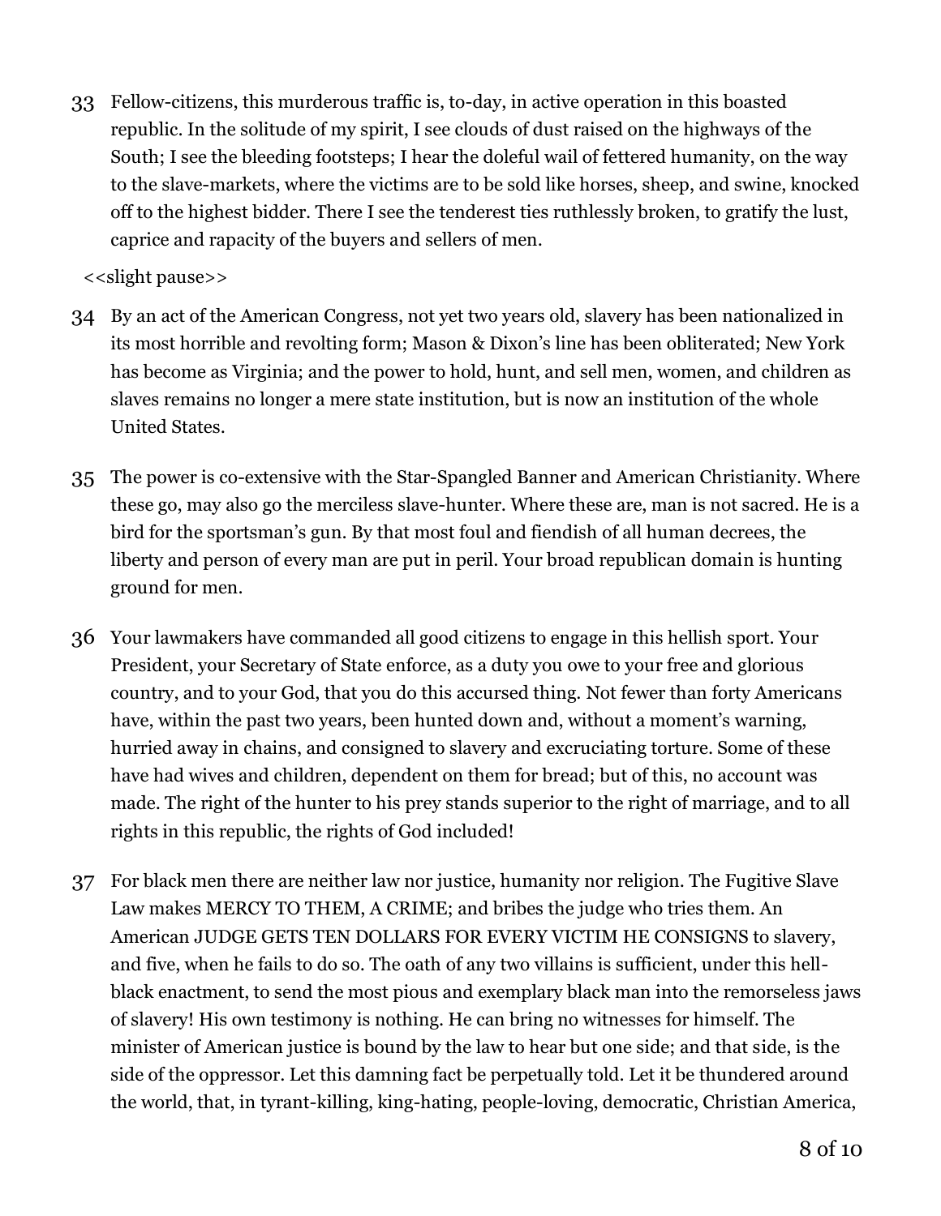33 Fellow-citizens, this murderous traffic is, to-day, in active operation in this boasted republic. In the solitude of my spirit, I see clouds of dust raised on the highways of the South; I see the bleeding footsteps; I hear the doleful wail of fettered humanity, on the way to the slave-markets, where the victims are to be sold like horses, sheep, and swine, knocked off to the highest bidder. There I see the tenderest ties ruthlessly broken, to gratify the lust, caprice and rapacity of the buyers and sellers of men.

<<slight pause>>

34 By an act of the American Congress, not yet two years old, slavery has been nationalized in its most horrible and revolting form; Mason & Dixon's line has been obliterated; New York has become as Virginia; and the power to hold, hunt, and sell men, women, and children as slaves remains no longer a mere state institution, but is now an institution of the whole United States.

35 The power is co-extensive with the Star-Spangled Banner and American Christianity. Where these go, may also go the merciless slave-hunter. Where these are, man is not sacred. He is a bird for the sportsman's gun. By that most foul and fiendish of all human decrees, the liberty and person of every man are put in peril. Your broad republican domain is hunting ground for men.

36 Your lawmakers have commanded all good citizens to engage in this hellish sport. Your President, your Secretary of State enforce, as a duty you owe to your free and glorious country, and to your God, that you do this accursed thing. Not fewer than forty Americans have, within the past two years, been hunted down and, without a moment's warning, hurried away in chains, and consigned to slavery and excruciating torture. Some of these have had wives and children, dependent on them for bread; but of this, no account was made. The right of the hunter to his prey stands superior to the right of marriage, and to all rights in this republic, the rights of God included!

37 For black men there are neither law nor justice, humanity nor religion. The Fugitive Slave Law makes MERCY TO THEM, A CRIME; and bribes the judge who tries them. An American JUDGE GETS TEN DOLLARS FOR EVERY VICTIM HE CONSIGNS to slavery, and five, when he fails to do so. The oath of any two villains is sufficient, under this hell-black enactment, to send the most pious and exemplary black man into the remorseless jaws of slavery! His own testimony is nothing. He can bring no witnesses for himself. The minister of American justice is bound by the law to hear but one side; and that side, is the side of the oppressor. Let this damning fact be perpetually told. Let it be thundered around the world, that, in tyrant-killing, king-hating, people-loving, democratic, Christian America,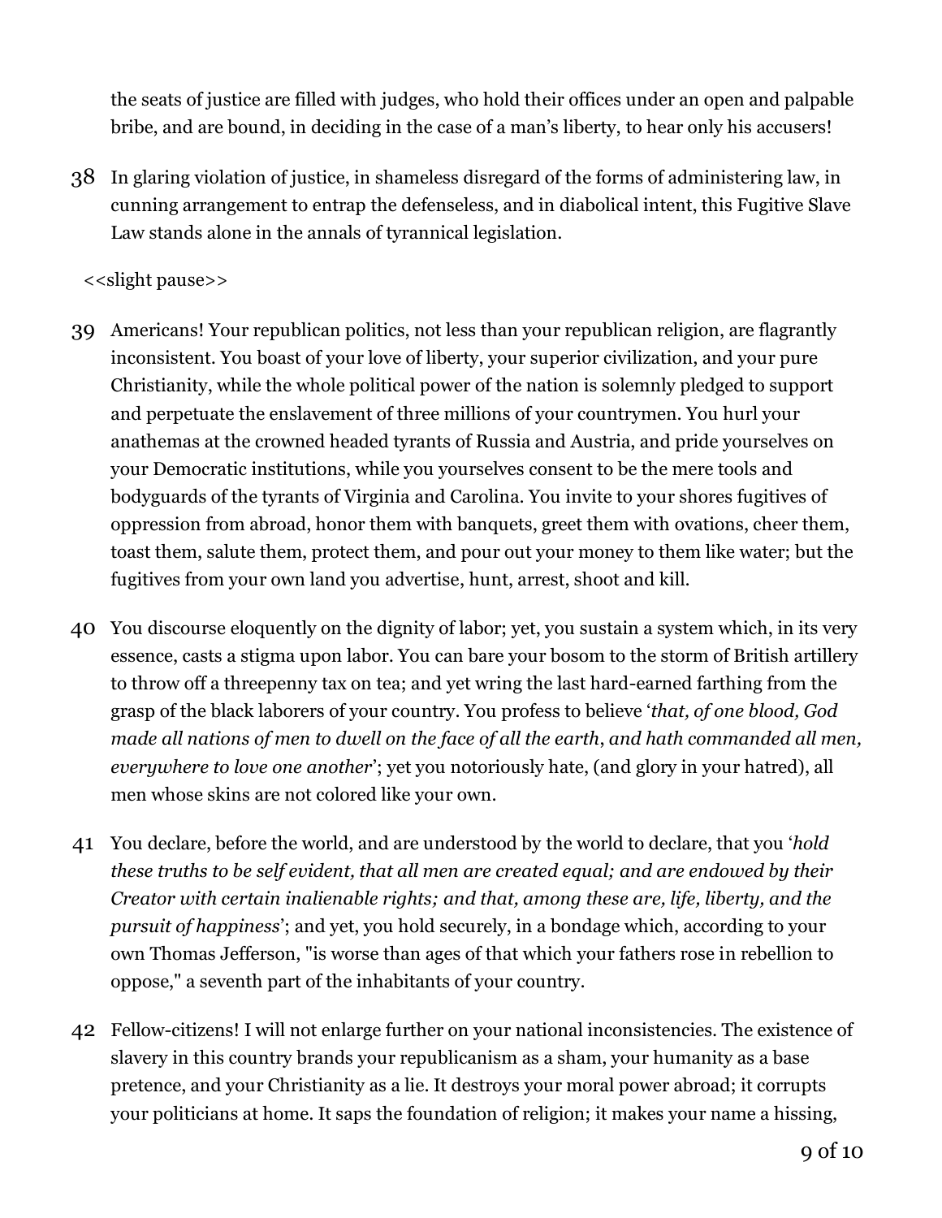the seats of justice are filled with judges, who hold their offices under an open and palpable bribe, and are bound, in deciding in the case of a man's liberty, to hear only his accusers!

38 In glaring violation of justice, in shameless disregard of the forms of administering law, in cunning arrangement to entrap the defenseless, and in diabolical intent, this Fugitive Slave Law stands alone in the annals of tyrannical legislation.

<<slight pause>>

39 Americans! Your republican politics, not less than your republican religion, are flagrantly inconsistent. You boast of your love of liberty, your superior civilization, and your pure Christianity, while the whole political power of the nation is solemnly pledged to support and perpetuate the enslavement of three millions of your countrymen. You hurl your anathemas at the crowned headed tyrants of Russia and Austria, and pride yourselves on your Democratic institutions, while you yourselves consent to be the mere tools and bodyguards of the tyrants of Virginia and Carolina. You invite to your shores fugitives of oppression from abroad, honor them with banquets, greet them with ovations, cheer them, toast them, salute them, protect them, and pour out your money to them like water; but the fugitives from your own land you advertise, hunt, arrest, shoot and kill.

40 You discourse eloquently on the dignity of labor; yet, you sustain a system which, in its very essence, casts a stigma upon labor. You can bare your bosom to the storm of British artillery to throw off a threepenny tax on tea; and yet wring the last hard-earned farthing from the grasp of the black laborers of your country. You profess to believe '*that, of one blood, God made all nations of men to dwell on the face of all the earth, and hath commanded all men, everywhere to love one another*'; yet you notoriously hate, (and glory in your hatred), all men whose skins are not colored like your own.

41 You declare, before the world, and are understood by the world to declare, that you '*hold these truths to be self evident, that all men are created equal; and are endowed by their Creator with certain inalienable rights; and that, among these are, life, liberty, and the pursuit of happiness*'; and yet, you hold securely, in a bondage which, according to your own Thomas Jefferson, "is worse than ages of that which your fathers rose in rebellion to oppose," a seventh part of the inhabitants of your country.

42 Fellow-citizens! I will not enlarge further on your national inconsistencies. The existence of slavery in this country brands your republicanism as a sham, your humanity as a base pretence, and your Christianity as a lie. It destroys your moral power abroad; it corrupts your politicians at home. It saps the foundation of religion; it makes your name a hissing,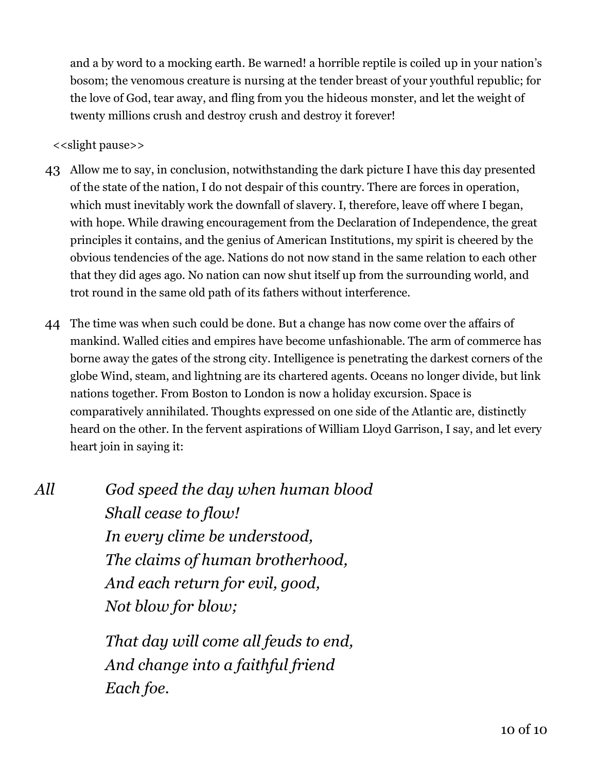and a by word to a mocking earth. Be warned! a horrible reptile is coiled up in your nation's bosom; the venomous creature is nursing at the tender breast of your youthful republic; for the love of God, tear away, and fling from you the hideous monster, and let the weight of twenty millions crush and destroy crush and destroy it forever!

<<slight pause>>

43 Allow me to say, in conclusion, notwithstanding the dark picture I have this day presented of the state of the nation, I do not despair of this country. There are forces in operation, which must inevitably work the downfall of slavery. I, therefore, leave off where I began, with hope. While drawing encouragement from the Declaration of Independence, the great principles it contains, and the genius of American Institutions, my spirit is cheered by the obvious tendencies of the age. Nations do not now stand in the same relation to each other that they did ages ago. No nation can now shut itself up from the surrounding world, and trot round in the same old path of its fathers without interference.

44 The time was when such could be done. But a change has now come over the affairs of mankind. Walled cities and empires have become unfashionable. The arm of commerce has borne away the gates of the strong city. Intelligence is penetrating the darkest corners of the globe Wind, steam, and lightning are its chartered agents. Oceans no longer divide, but link nations together. From Boston to London is now a holiday excursion. Space is comparatively annihilated. Thoughts expressed on one side of the Atlantic are, distinctly heard on the other. In the fervent aspirations of William Lloyd Garrison, I say, and let every heart join in saying it:

*All*

*God speed the day when human blood*
*Shall cease to flow!*
*In every clime be understood,*
*The claims of human brotherhood,*
*And each return for evil, good,*
*Not blow for blow;*

*That day will come all feuds to end,*
*And change into a faithful friend*
*Each foe.*